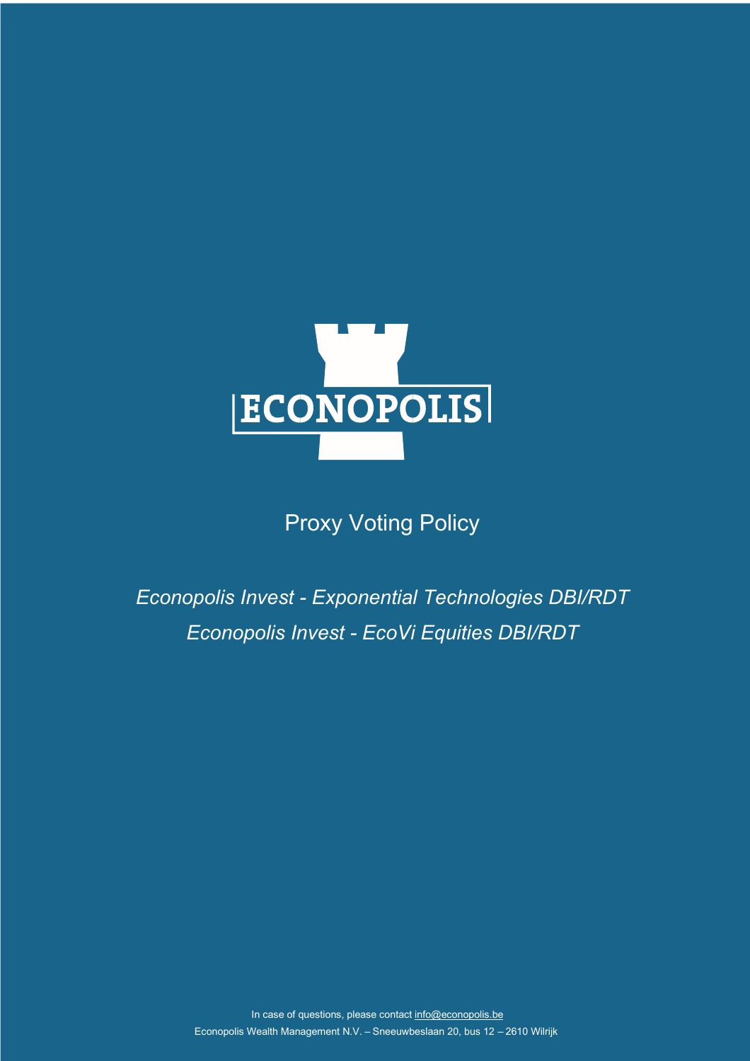ECONOPOLIS

# Proxy Voting Policy

*Econopolis Invest - Exponential Technologies DBI/RDT*

*Econopolis Invest - EcoVi Equities DBI/RDT*

In case of questions, please contact info@econopolis.be

Econopolis Wealth Management N.V. – Sneeuwbeslaan 20, bus 12 – 2610 Wilrijk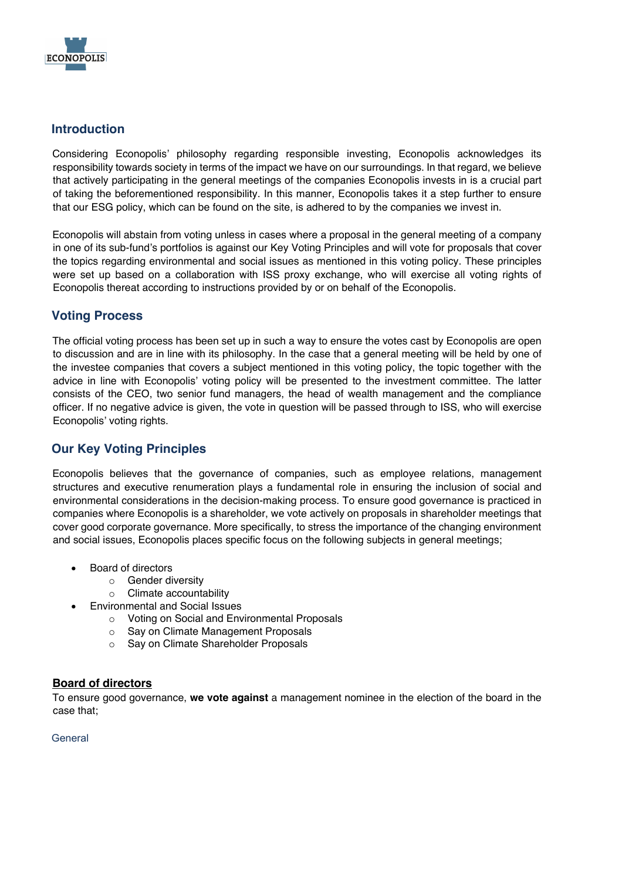## Introduction

Considering Econopolis' philosophy regarding responsible investing, Econopolis acknowledges its responsibility towards society in terms of the impact we have on our surroundings. In that regard, we believe that actively participating in the general meetings of the companies Econopolis invests in is a crucial part of taking the beforementioned responsibility. In this manner, Econopolis takes it a step further to ensure that our ESG policy, which can be found on the site, is adhered to by the companies we invest in.

Econopolis will abstain from voting unless in cases where a proposal in the general meeting of a company in one of its sub-fund's portfolios is against our Key Voting Principles and will vote for proposals that cover the topics regarding environmental and social issues as mentioned in this voting policy. These principles were set up based on a collaboration with ISS proxy exchange, who will exercise all voting rights of Econopolis thereat according to instructions provided by or on behalf of the Econopolis.

## Voting Process

The official voting process has been set up in such a way to ensure the votes cast by Econopolis are open to discussion and are in line with its philosophy. In the case that a general meeting will be held by one of the investee companies that covers a subject mentioned in this voting policy, the topic together with the advice in line with Econopolis' voting policy will be presented to the investment committee. The latter consists of the CEO, two senior fund managers, the head of wealth management and the compliance officer. If no negative advice is given, the vote in question will be passed through to ISS, who will exercise Econopolis' voting rights.

## Our Key Voting Principles

Econopolis believes that the governance of companies, such as employee relations, management structures and executive renumeration plays a fundamental role in ensuring the inclusion of social and environmental considerations in the decision-making process. To ensure good governance is practiced in companies where Econopolis is a shareholder, we vote actively on proposals in shareholder meetings that cover good corporate governance. More specifically, to stress the importance of the changing environment and social issues, Econopolis places specific focus on the following subjects in general meetings;

- Board of directors
  - Gender diversity
  - Climate accountability
- Environmental and Social Issues
  - Voting on Social and Environmental Proposals
  - Say on Climate Management Proposals
  - Say on Climate Shareholder Proposals

**Board of directors**

To ensure good governance, **we vote against** a management nominee in the election of the board in the case that;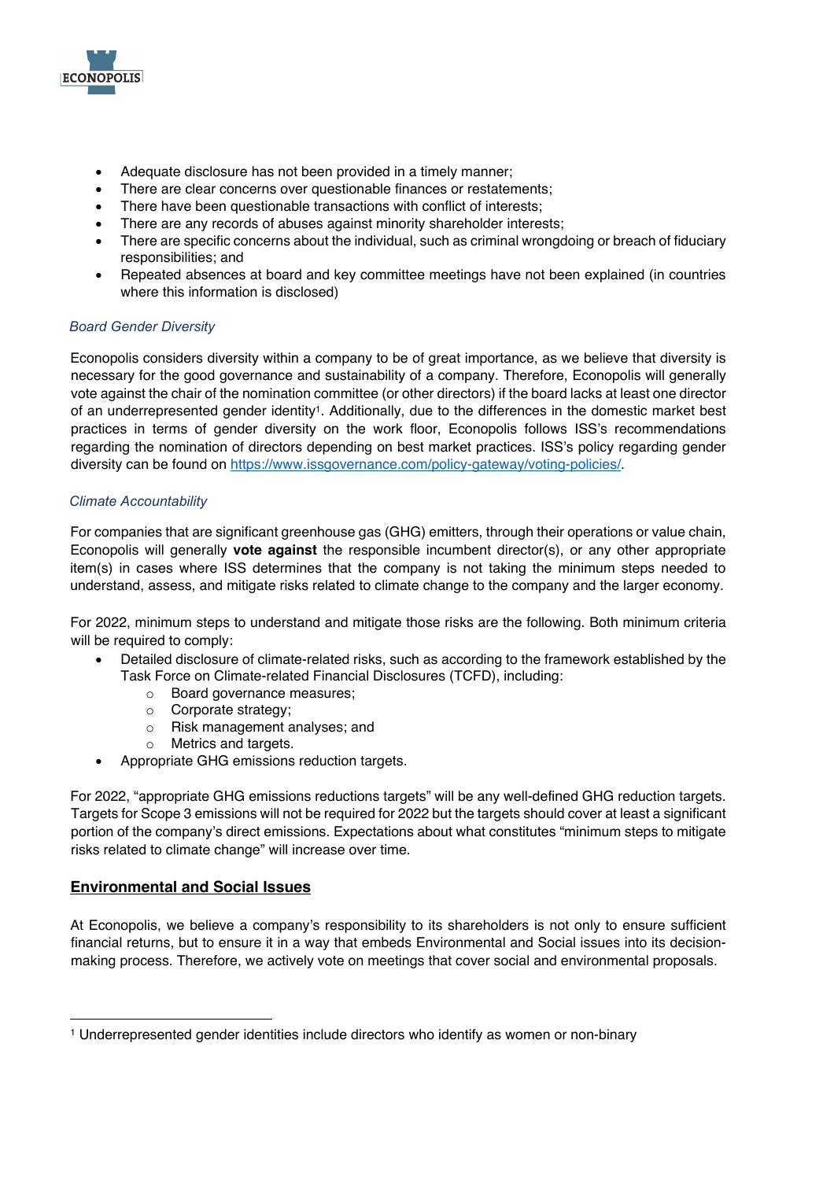- Adequate disclosure has not been provided in a timely manner;
- There are clear concerns over questionable finances or restatements;
- There have been questionable transactions with conflict of interests;
- There are any records of abuses against minority shareholder interests;
- There are specific concerns about the individual, such as criminal wrongdoing or breach of fiduciary responsibilities; and
- Repeated absences at board and key committee meetings have not been explained (in countries where this information is disclosed)

*Board Gender Diversity*

Econopolis considers diversity within a company to be of great importance, as we believe that diversity is necessary for the good governance and sustainability of a company. Therefore, Econopolis will generally vote against the chair of the nomination committee (or other directors) if the board lacks at least one director of an underrepresented gender identity[1]. Additionally, due to the differences in the domestic market best practices in terms of gender diversity on the work floor, Econopolis follows ISS's recommendations regarding the nomination of directors depending on best market practices. ISS's policy regarding gender diversity can be found on https://www.issgovernance.com/policy-gateway/voting-policies/.

*Climate Accountability*

For companies that are significant greenhouse gas (GHG) emitters, through their operations or value chain, Econopolis will generally **vote against** the responsible incumbent director(s), or any other appropriate item(s) in cases where ISS determines that the company is not taking the minimum steps needed to understand, assess, and mitigate risks related to climate change to the company and the larger economy.

For 2022, minimum steps to understand and mitigate those risks are the following. Both minimum criteria will be required to comply:

- Detailed disclosure of climate-related risks, such as according to the framework established by the Task Force on Climate-related Financial Disclosures (TCFD), including:
    - Board governance measures;
    - Corporate strategy;
    - Risk management analyses; and
    - Metrics and targets.
- Appropriate GHG emissions reduction targets.

For 2022, "appropriate GHG emissions reductions targets" will be any well-defined GHG reduction targets. Targets for Scope 3 emissions will not be required for 2022 but the targets should cover at least a significant portion of the company's direct emissions. Expectations about what constitutes "minimum steps to mitigate risks related to climate change" will increase over time.

## Environmental and Social Issues

At Econopolis, we believe a company's responsibility to its shareholders is not only to ensure sufficient financial returns, but to ensure it in a way that embeds Environmental and Social issues into its decision-making process. Therefore, we actively vote on meetings that cover social and environmental proposals.

---

[1] Underrepresented gender identities include directors who identify as women or non-binary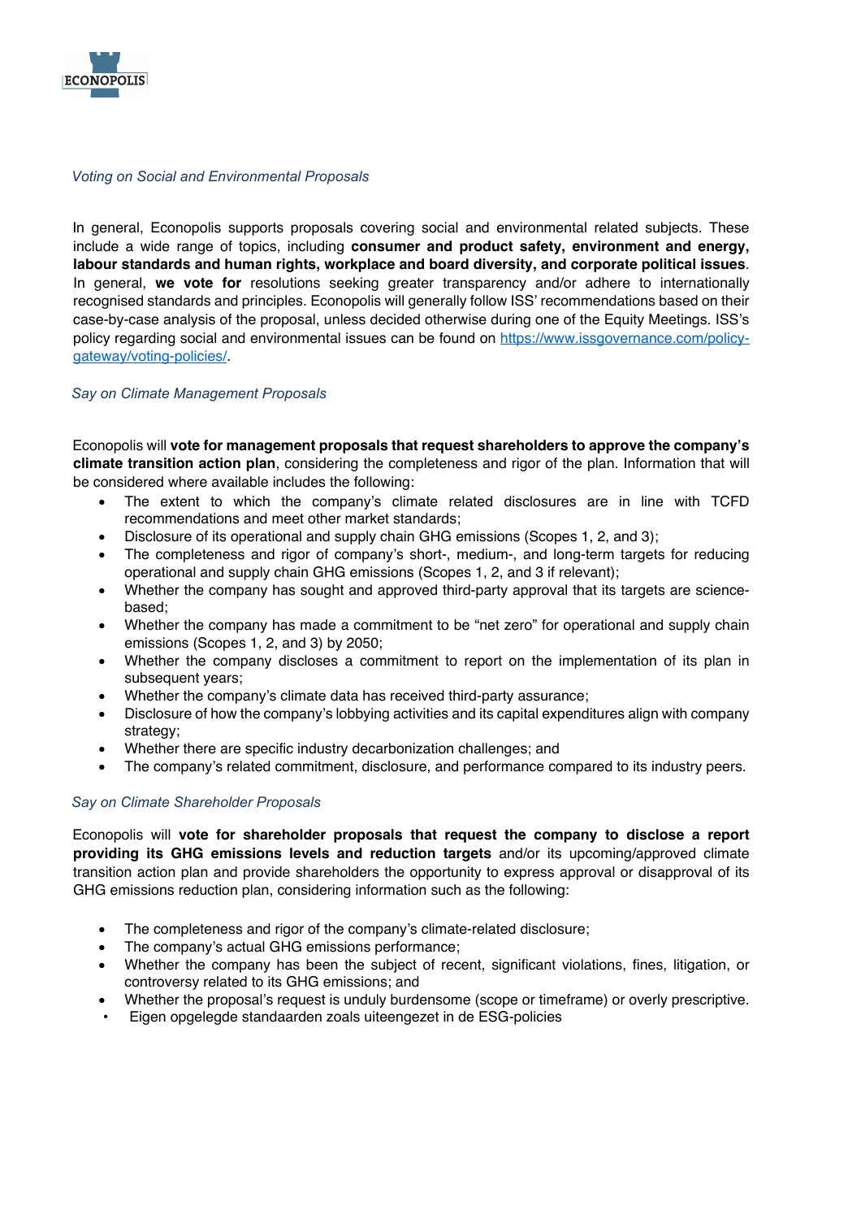### *Voting on Social and Environmental Proposals*

In general, Econopolis supports proposals covering social and environmental related subjects. These include a wide range of topics, including **consumer and product safety, environment and energy, labour standards and human rights, workplace and board diversity, and corporate political issues**. In general, **we vote for** resolutions seeking greater transparency and/or adhere to internationally recognised standards and principles. Econopolis will generally follow ISS' recommendations based on their case-by-case analysis of the proposal, unless decided otherwise during one of the Equity Meetings. ISS's policy regarding social and environmental issues can be found on [https://www.issgovernance.com/policy-gateway/voting-policies/](https://www.issgovernance.com/policy-gateway/voting-policies/).

### *Say on Climate Management Proposals*

Econopolis will **vote for management proposals that request shareholders to approve the company's climate transition action plan**, considering the completeness and rigor of the plan. Information that will be considered where available includes the following:

- The extent to which the company's climate related disclosures are in line with TCFD recommendations and meet other market standards;
- Disclosure of its operational and supply chain GHG emissions (Scopes 1, 2, and 3);
- The completeness and rigor of company's short-, medium-, and long-term targets for reducing operational and supply chain GHG emissions (Scopes 1, 2, and 3 if relevant);
- Whether the company has sought and approved third-party approval that its targets are science-based;
- Whether the company has made a commitment to be "net zero" for operational and supply chain emissions (Scopes 1, 2, and 3) by 2050;
- Whether the company discloses a commitment to report on the implementation of its plan in subsequent years;
- Whether the company's climate data has received third-party assurance;
- Disclosure of how the company's lobbying activities and its capital expenditures align with company strategy;
- Whether there are specific industry decarbonization challenges; and
- The company's related commitment, disclosure, and performance compared to its industry peers.

### *Say on Climate Shareholder Proposals*

Econopolis will **vote for shareholder proposals that request the company to disclose a report providing its GHG emissions levels and reduction targets** and/or its upcoming/approved climate transition action plan and provide shareholders the opportunity to express approval or disapproval of its GHG emissions reduction plan, considering information such as the following:

- The completeness and rigor of the company's climate-related disclosure;
- The company's actual GHG emissions performance;
- Whether the company has been the subject of recent, significant violations, fines, litigation, or controversy related to its GHG emissions; and
- Whether the proposal's request is unduly burdensome (scope or timeframe) or overly prescriptive.
- Eigen opgelegde standaarden zoals uiteengezet in de ESG-policies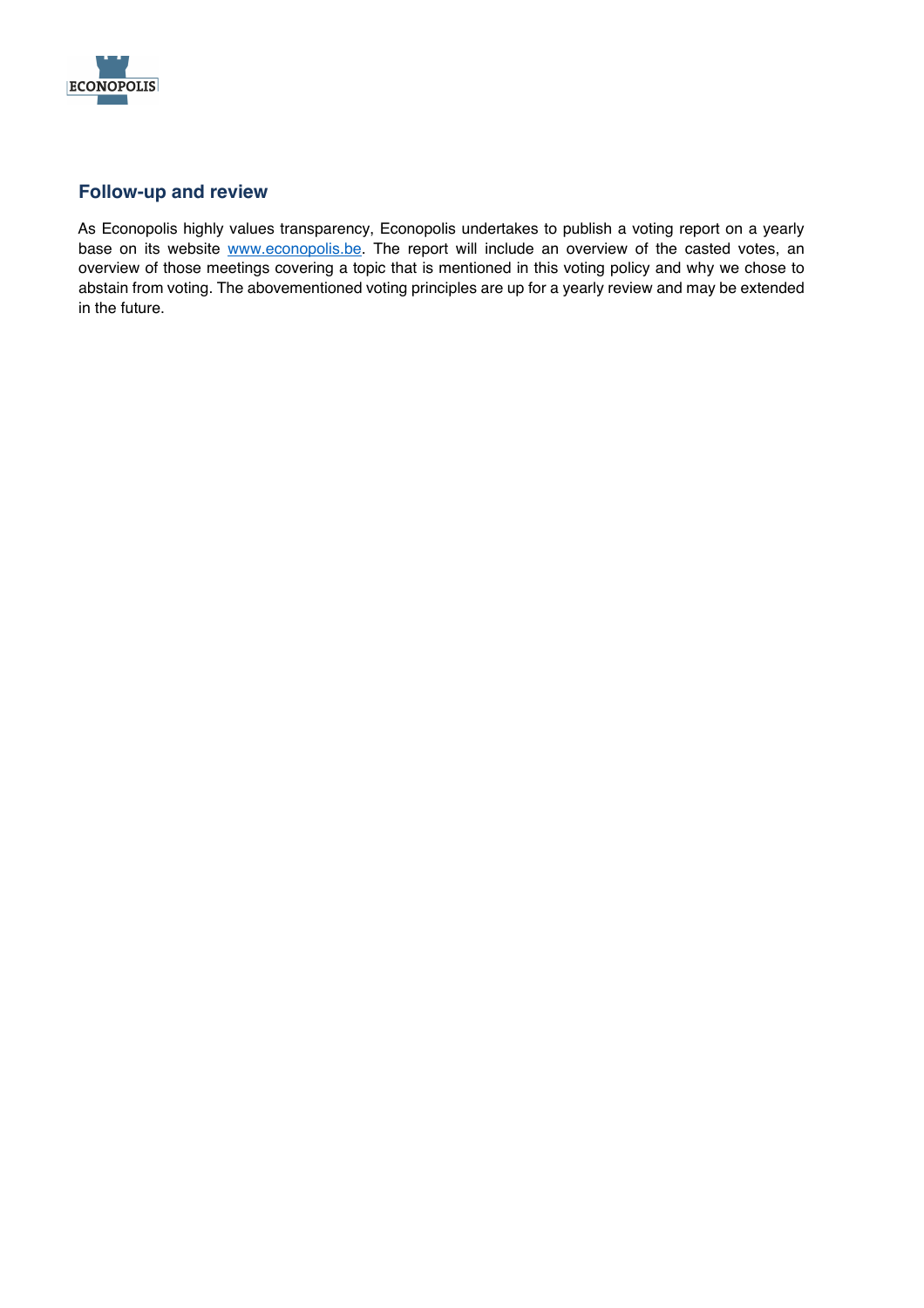## Follow-up and review

As Econopolis highly values transparency, Econopolis undertakes to publish a voting report on a yearly base on its website [www.econopolis.be](http://www.econopolis.be). The report will include an overview of the casted votes, an overview of those meetings covering a topic that is mentioned in this voting policy and why we chose to abstain from voting. The abovementioned voting principles are up for a yearly review and may be extended in the future.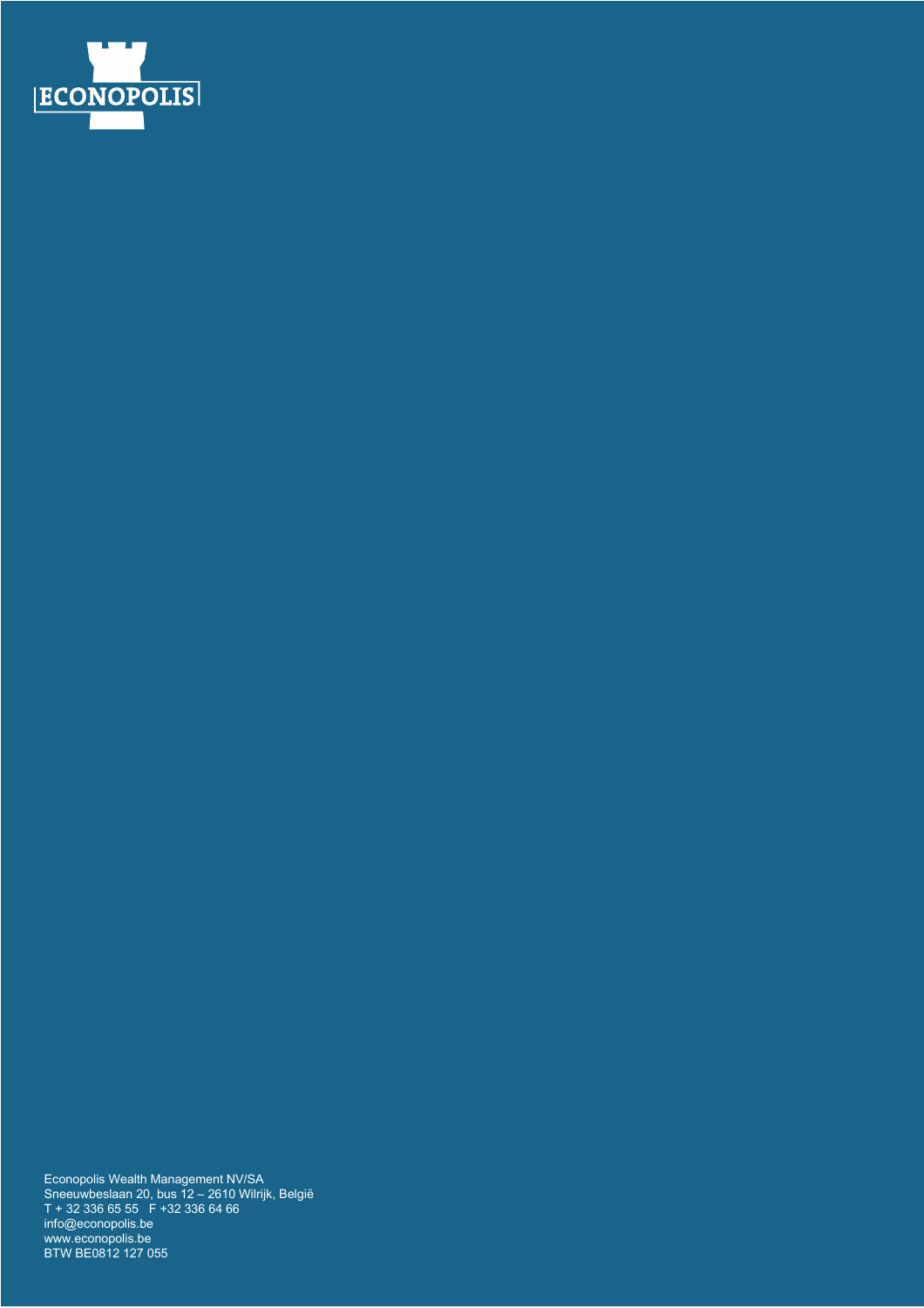ECONOPOLIS

Econopolis Wealth Management NV/SA
Sneeuwbeslaan 20, bus 12 – 2610 Wilrijk, België
T + 32 336 65 55   F +32 336 64 66
info@econopolis.be
www.econopolis.be
BTW BE0812 127 055